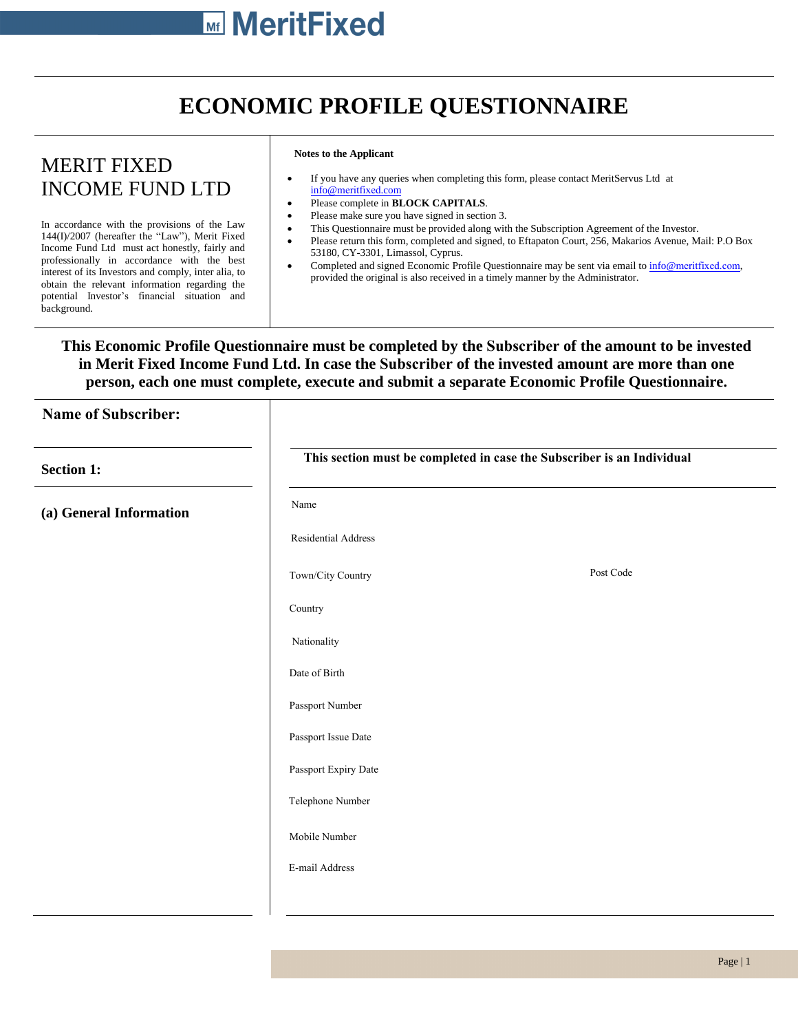# ECONOMIC PROFILE QUESTIONNAIRE

## MERIT FIXED INCOME FUND LTD

In accordance with the provisions of the Law 144(I)/2007 (hereafter the "Law"), Merit Fixed Income Fund Ltd must act honestly, fairly and professionally in accordance with the best interest of its Investors and comply, inter alia, to obtain the relevant information regarding the potential Investor's financial situation and background.

**Notes to the Applicant**

- If you have any queries when completing this form, please contact MeritServus Ltd at info@meritfixed.com
- Please complete in **BLOCK CAPITALS**.
- Please make sure you have signed in section 3.
- This Questionnaire must be provided along with the Subscription Agreement of the Investor.
- Please return this form, completed and signed, to Eftapaton Court, 256, Makarios Avenue, Mail: P.O Box 53180, CY-3301, Limassol, Cyprus.
- Completed and signed Economic Profile Questionnaire may be sent via email to info@meritfixed.com, provided the original is also received in a timely manner by the Administrator.

**This Economic Profile Questionnaire must be completed by the Subscriber of the amount to be invested in Merit Fixed Income Fund Ltd. In case the Subscriber of the invested amount are more than one person, each one must complete, execute and submit a separate Economic Profile Questionnaire.**

**Name of Subscriber:**

**Section 1:**

**This section must be completed in case the Subscriber is an Individual**

**(a) General Information**

Name

Residential Address

Town/City Country | Post Code

Country

Nationality

Date of Birth

Passport Number

Passport Issue Date

Passport Expiry Date

Telephone Number

Mobile Number

E-mail Address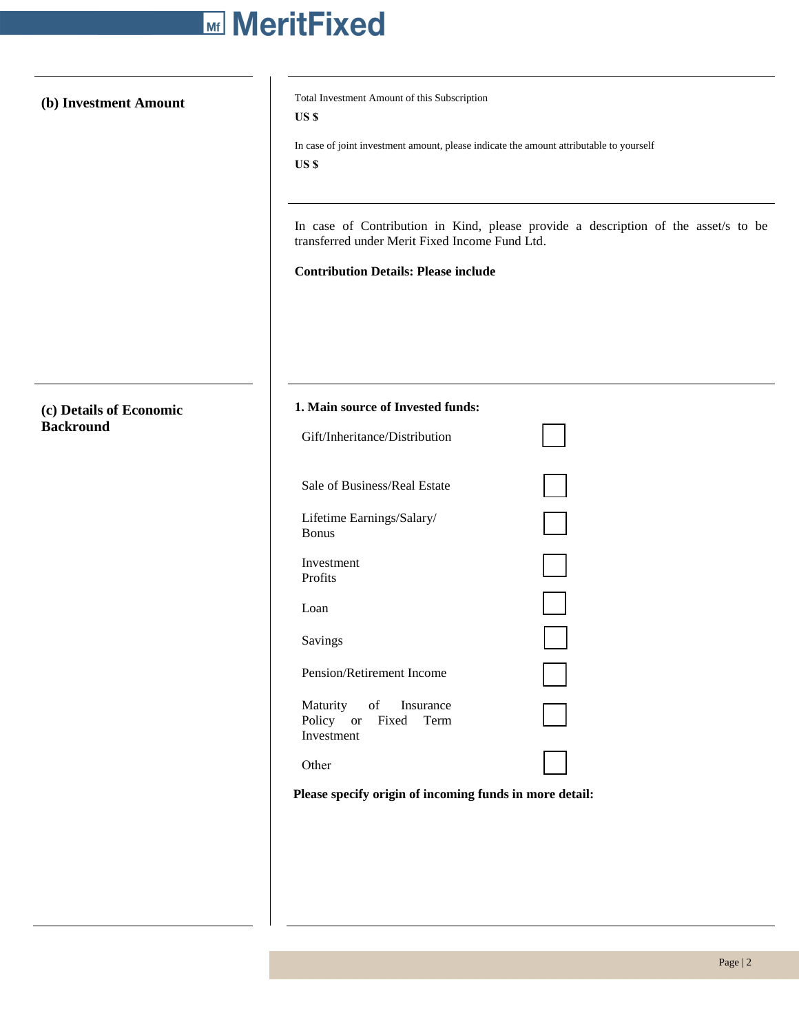## (b) Investment Amount

Total Investment Amount of this Subscription

**US $**

In case of joint investment amount, please indicate the amount attributable to yourself

**US $**

In case of Contribution in Kind, please provide a description of the asset/s to be transferred under Merit Fixed Income Fund Ltd.

**Contribution Details: Please include**

## (c) Details of Economic Backround

**1. Main source of Invested funds:**

- Gift/Inheritance/Distribution ☐
- Sale of Business/Real Estate ☐
- Lifetime Earnings/Salary/ Bonus ☐
- Investment Profits ☐
- Loan ☐
- Savings ☐
- Pension/Retirement Income ☐
- Maturity of Insurance Policy or Fixed Term Investment ☐
- Other ☐

**Please specify origin of incoming funds in more detail:**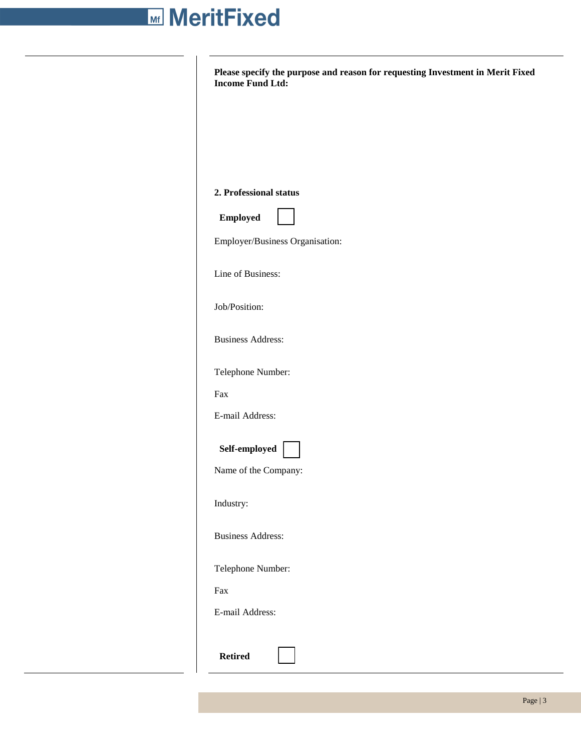**Please specify the purpose and reason for requesting Investment in Merit Fixed Income Fund Ltd:**

**2. Professional status**

**Employed** ☐

Employer/Business Organisation:

Line of Business:

Job/Position:

Business Address:

Telephone Number:

Fax

E-mail Address:

**Self-employed** ☐

Name of the Company:

Industry:

Business Address:

Telephone Number:

Fax

E-mail Address:

**Retired** ☐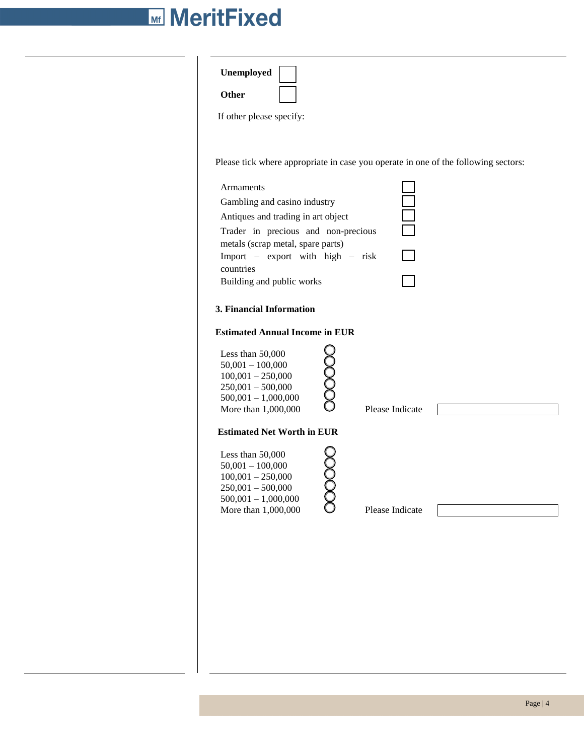**Unemployed** ☐

**Other** ☐

If other please specify:

Please tick where appropriate in case you operate in one of the following sectors:

| Sector | |
|---|---|
| Armaments | ☐ |
| Gambling and casino industry | ☐ |
| Antiques and trading in art object | ☐ |
| Trader in precious and non-precious metals (scrap metal, spare parts) | ☐ |
| Import – export with high – risk countries | ☐ |
| Building and public works | ☐ |

**3. Financial Information**

**Estimated Annual Income in EUR**

- ○ Less than 50,000
- ○ 50,001 – 100,000
- ○ 100,001 – 250,000
- ○ 250,001 – 500,000
- ○ 500,001 – 1,000,000
- ○ More than 1,000,000 Please Indicate ______

**Estimated Net Worth in EUR**

- ○ Less than 50,000
- ○ 50,001 – 100,000
- ○ 100,001 – 250,000
- ○ 250,001 – 500,000
- ○ 500,001 – 1,000,000
- ○ More than 1,000,000 Please Indicate ______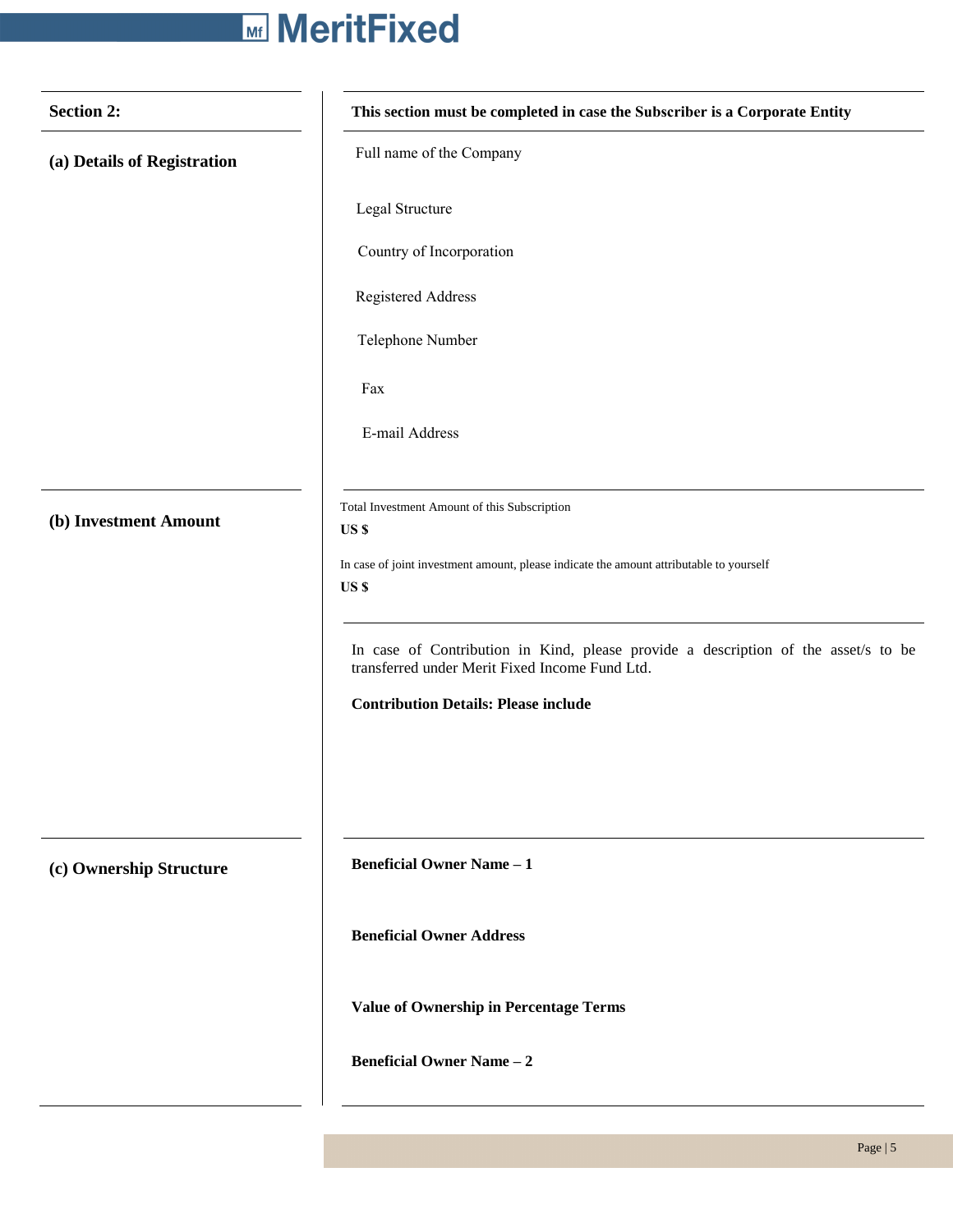| Section 2: | This section must be completed in case the Subscriber is a Corporate Entity |
|---|---|
| **(a) Details of Registration** | Full name of the Company<br><br>Legal Structure<br><br>Country of Incorporation<br><br>Registered Address<br><br>Telephone Number<br><br>Fax<br><br>E-mail Address |
| **(b) Investment Amount** | Total Investment Amount of this Subscription<br>**US $**<br><br>In case of joint investment amount, please indicate the amount attributable to yourself<br>**US $**<br><br>In case of Contribution in Kind, please provide a description of the asset/s to be transferred under Merit Fixed Income Fund Ltd.<br><br>**Contribution Details: Please include** |
| **(c) Ownership Structure** | **Beneficial Owner Name – 1**<br><br>**Beneficial Owner Address**<br><br>**Value of Ownership in Percentage Terms**<br><br>**Beneficial Owner Name – 2** |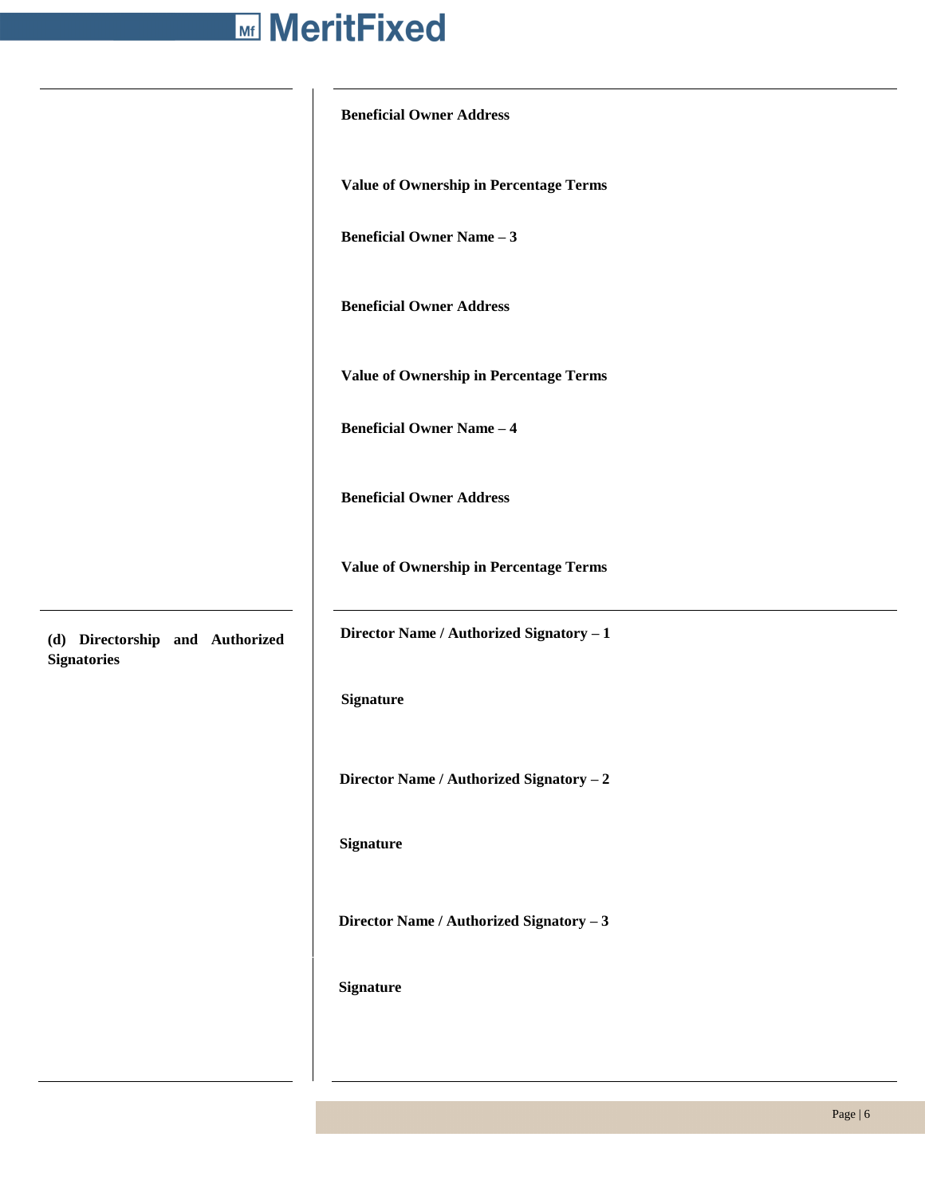| | |
|---|---|
| | **Beneficial Owner Address** |
| | **Value of Ownership in Percentage Terms** |
| | **Beneficial Owner Name – 3** |
| | **Beneficial Owner Address** |
| | **Value of Ownership in Percentage Terms** |
| | **Beneficial Owner Name – 4** |
| | **Beneficial Owner Address** |
| | **Value of Ownership in Percentage Terms** |
| **(d) Directorship and Authorized Signatories** | **Director Name / Authorized Signatory – 1** |
| | **Signature** |
| | **Director Name / Authorized Signatory – 2** |
| | **Signature** |
| | **Director Name / Authorized Signatory – 3** |
| | **Signature** |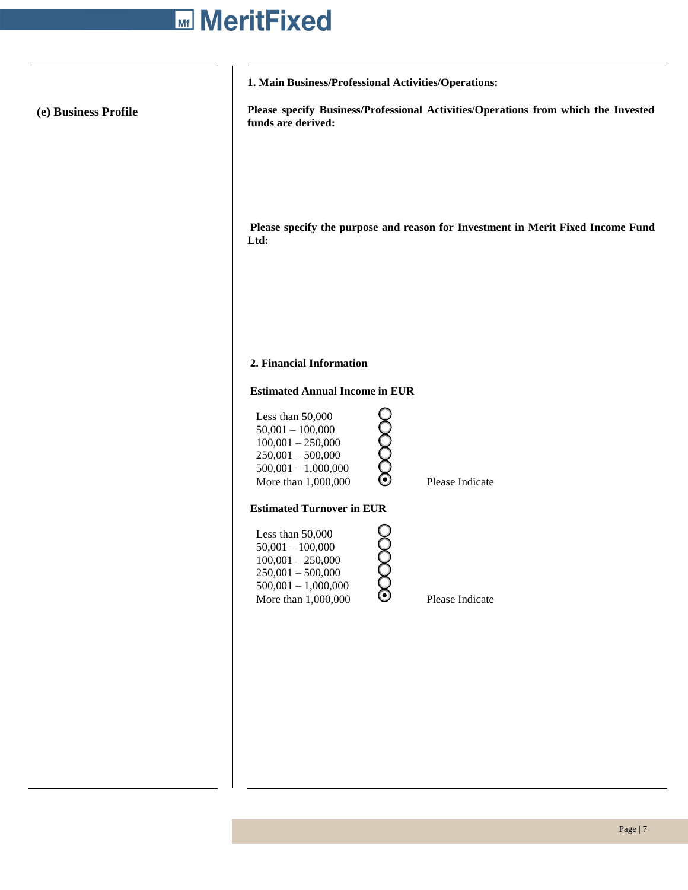## (e) Business Profile

**1. Main Business/Professional Activities/Operations:**

**Please specify Business/Professional Activities/Operations from which the Invested funds are derived:**

**Please specify the purpose and reason for Investment in Merit Fixed Income Fund Ltd:**

**2. Financial Information**

**Estimated Annual Income in EUR**

- ○ Less than 50,000
- ○ 50,001 – 100,000
- ○ 100,001 – 250,000
- ○ 250,001 – 500,000
- ○ 500,001 – 1,000,000
- ◉ More than 1,000,000 Please Indicate

**Estimated Turnover in EUR**

- ○ Less than 50,000
- ○ 50,001 – 100,000
- ○ 100,001 – 250,000
- ○ 250,001 – 500,000
- ○ 500,001 – 1,000,000
- ◉ More than 1,000,000 Please Indicate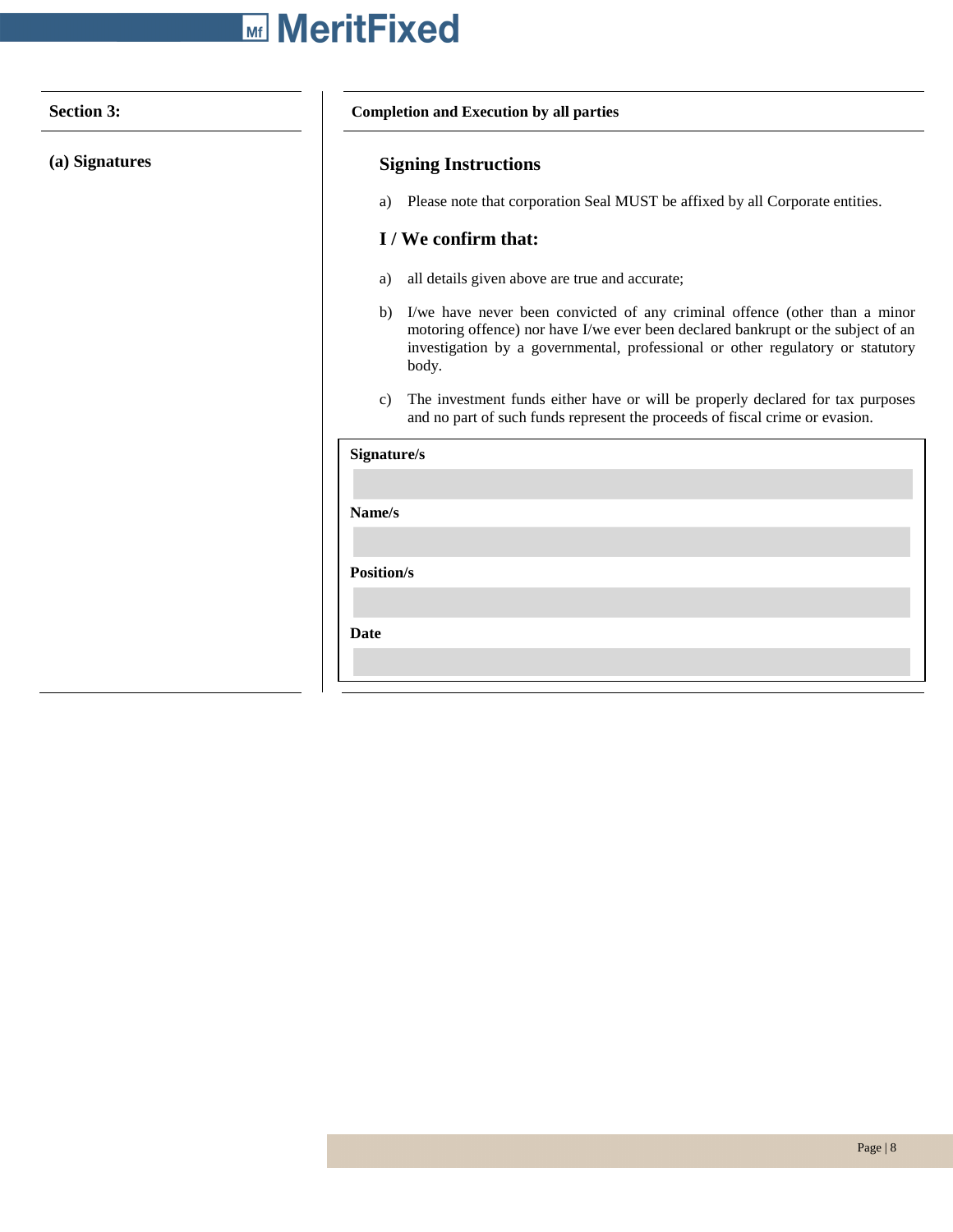**Section 3:**

**Completion and Execution by all parties**

**(a) Signatures**

### Signing Instructions

a) Please note that corporation Seal MUST be affixed by all Corporate entities.

### I / We confirm that:

a) all details given above are true and accurate;

b) I/we have never been convicted of any criminal offence (other than a minor motoring offence) nor have I/we ever been declared bankrupt or the subject of an investigation by a governmental, professional or other regulatory or statutory body.

c) The investment funds either have or will be properly declared for tax purposes and no part of such funds represent the proceeds of fiscal crime or evasion.

**Signature/s**

**Name/s**

**Position/s**

**Date**